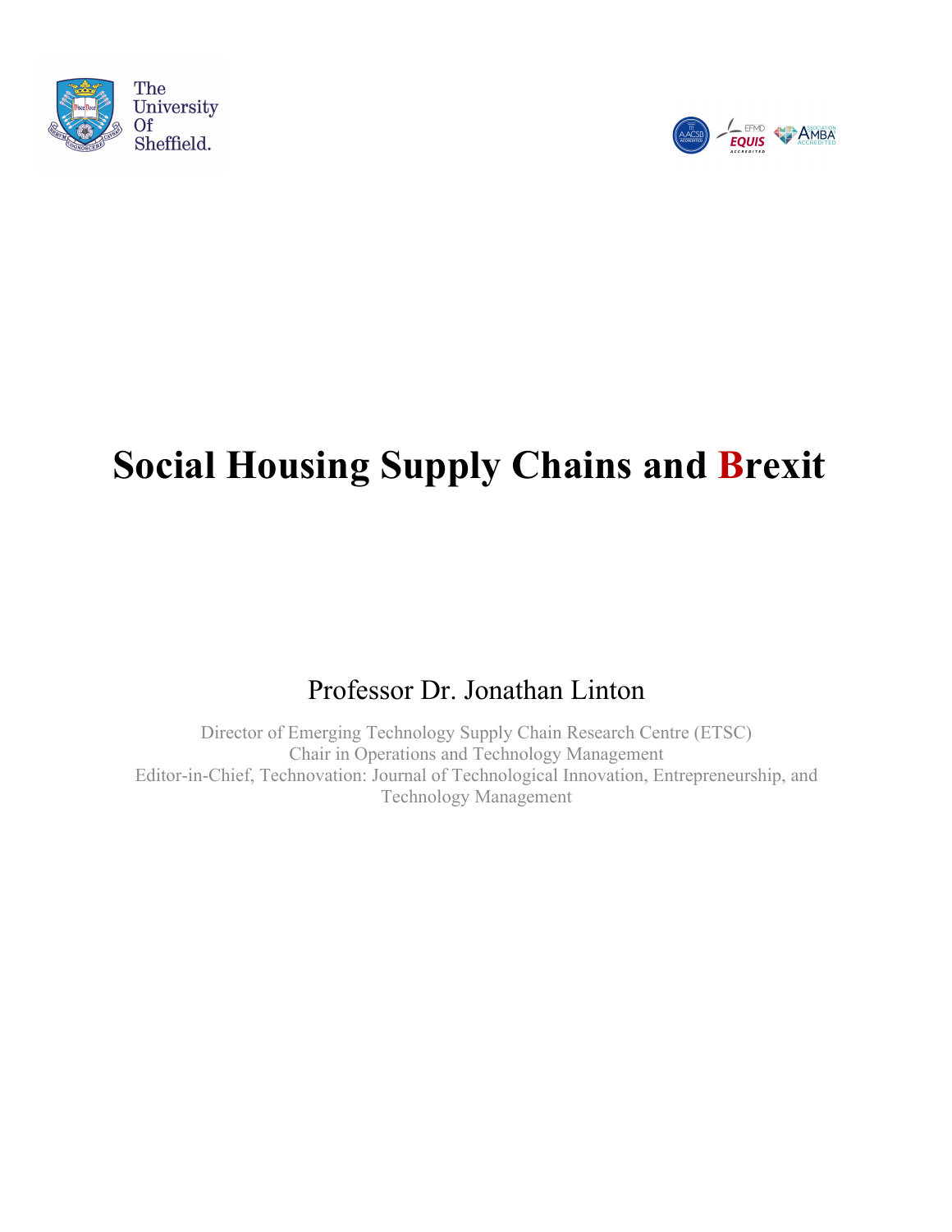# Social Housing Supply Chains and Brexit

Professor Dr. Jonathan Linton

Director of Emerging Technology Supply Chain Research Centre (ETSC)
Chair in Operations and Technology Management
Editor-in-Chief, Technovation: Journal of Technological Innovation, Entrepreneurship, and Technology Management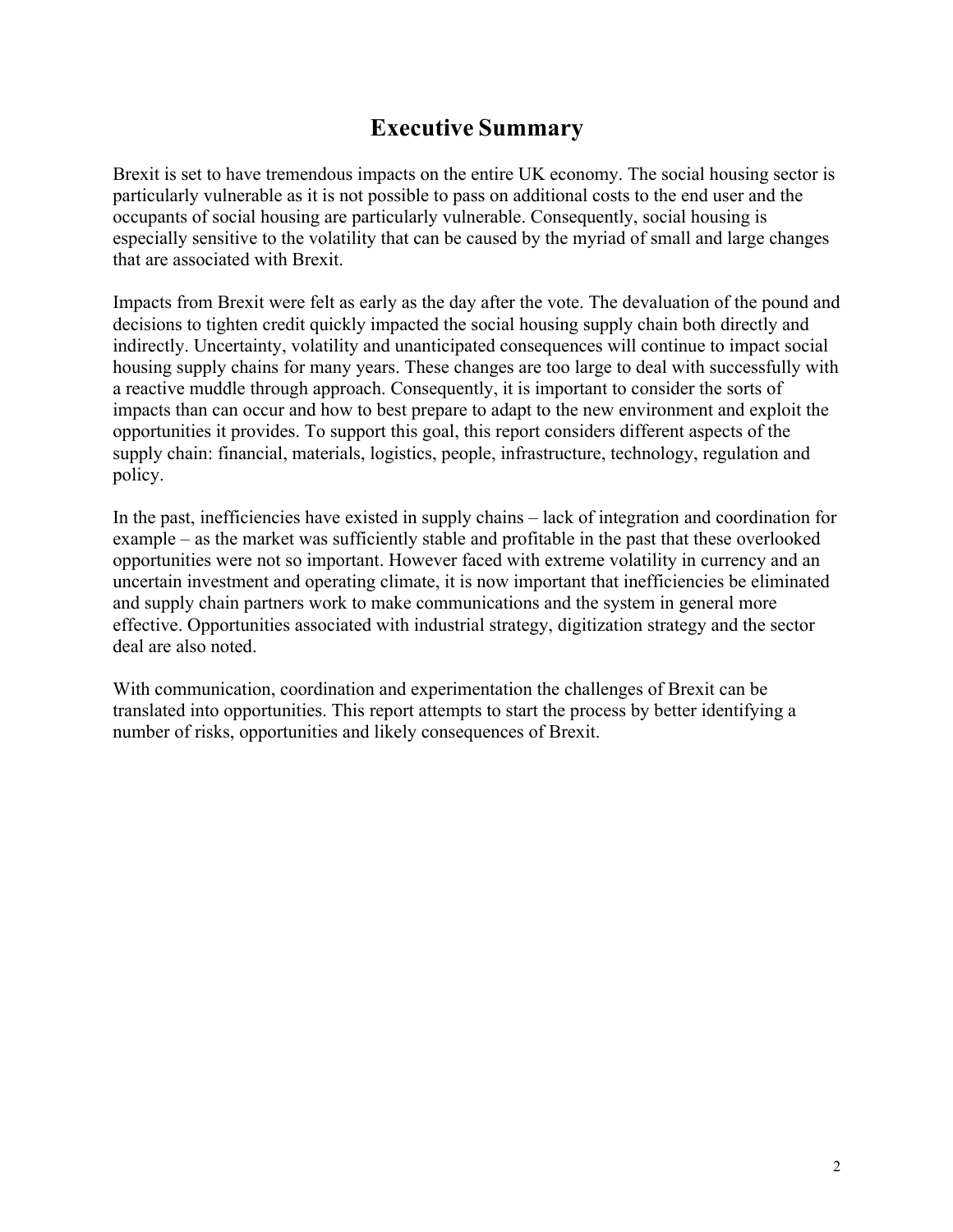# Executive Summary

Brexit is set to have tremendous impacts on the entire UK economy. The social housing sector is particularly vulnerable as it is not possible to pass on additional costs to the end user and the occupants of social housing are particularly vulnerable. Consequently, social housing is especially sensitive to the volatility that can be caused by the myriad of small and large changes that are associated with Brexit.

Impacts from Brexit were felt as early as the day after the vote. The devaluation of the pound and decisions to tighten credit quickly impacted the social housing supply chain both directly and indirectly. Uncertainty, volatility and unanticipated consequences will continue to impact social housing supply chains for many years. These changes are too large to deal with successfully with a reactive muddle through approach. Consequently, it is important to consider the sorts of impacts than can occur and how to best prepare to adapt to the new environment and exploit the opportunities it provides. To support this goal, this report considers different aspects of the supply chain: financial, materials, logistics, people, infrastructure, technology, regulation and policy.

In the past, inefficiencies have existed in supply chains – lack of integration and coordination for example – as the market was sufficiently stable and profitable in the past that these overlooked opportunities were not so important. However faced with extreme volatility in currency and an uncertain investment and operating climate, it is now important that inefficiencies be eliminated and supply chain partners work to make communications and the system in general more effective. Opportunities associated with industrial strategy, digitization strategy and the sector deal are also noted.

With communication, coordination and experimentation the challenges of Brexit can be translated into opportunities. This report attempts to start the process by better identifying a number of risks, opportunities and likely consequences of Brexit.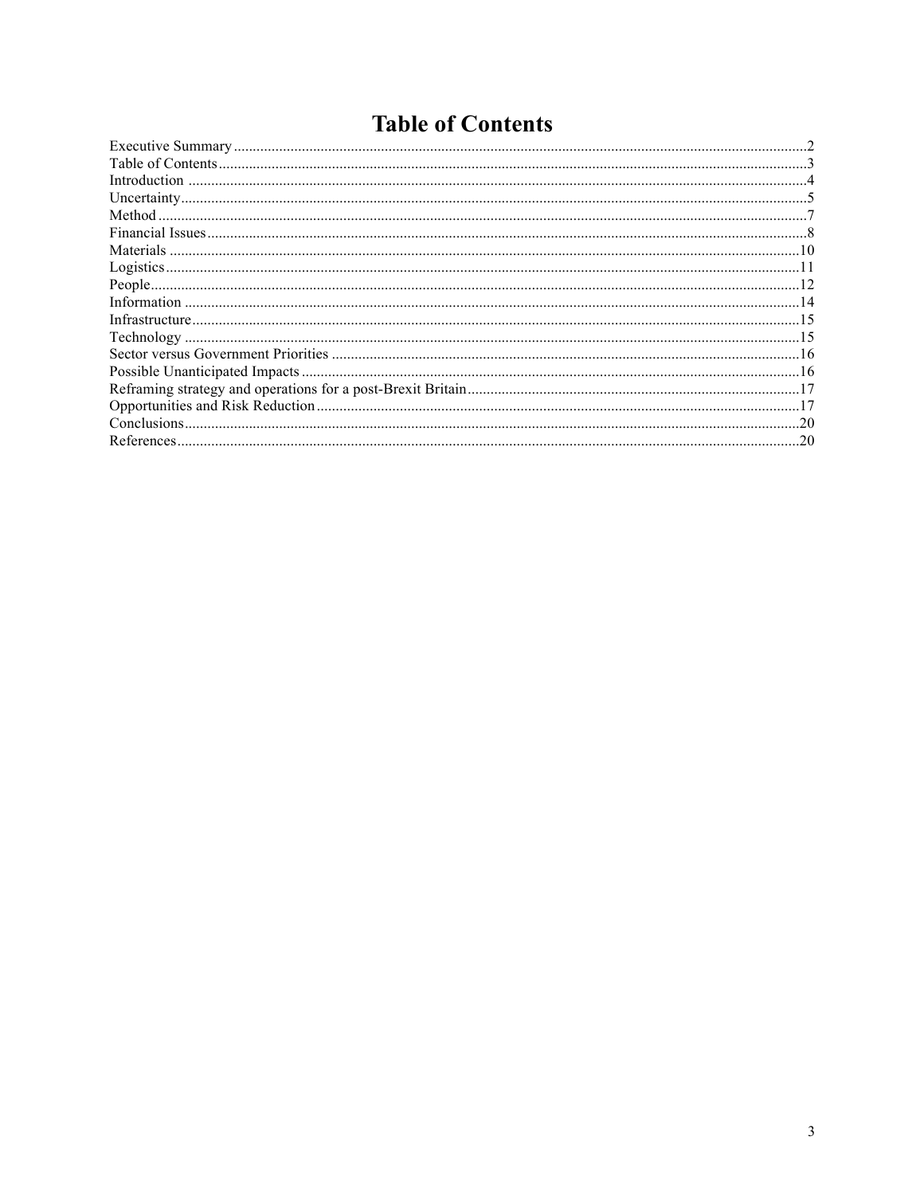# Table of Contents

| Section | Page |
|---|---|
| Executive Summary | 2 |
| Table of Contents | 3 |
| Introduction | 4 |
| Uncertainty | 5 |
| Method | 7 |
| Financial Issues | 8 |
| Materials | 10 |
| Logistics | 11 |
| People | 12 |
| Information | 14 |
| Infrastructure | 15 |
| Technology | 15 |
| Sector versus Government Priorities | 16 |
| Possible Unanticipated Impacts | 16 |
| Reframing strategy and operations for a post-Brexit Britain | 17 |
| Opportunities and Risk Reduction | 17 |
| Conclusions | 20 |
| References | 20 |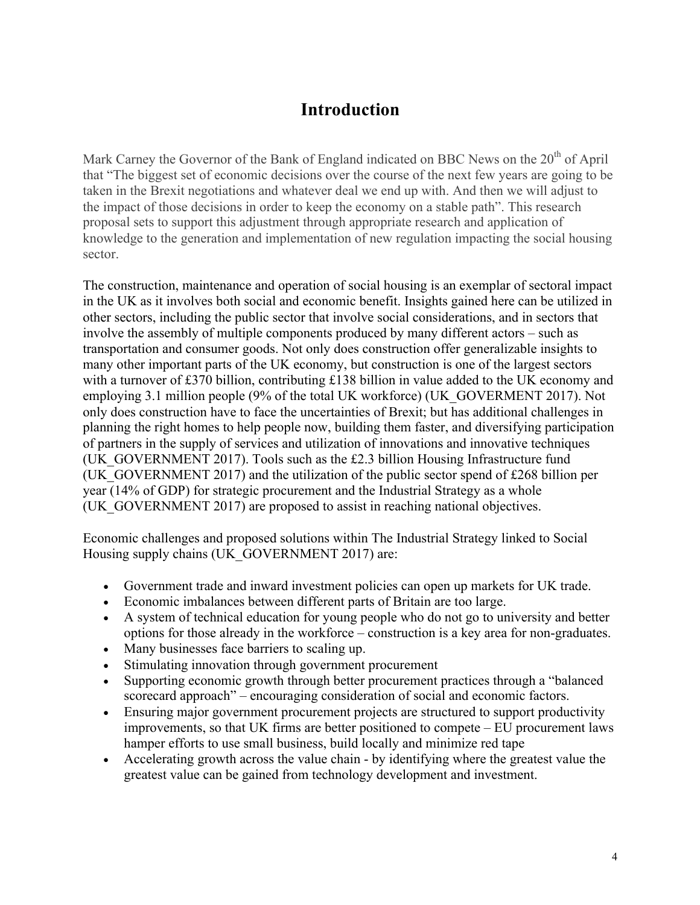# Introduction

Mark Carney the Governor of the Bank of England indicated on BBC News on the 20th of April that "The biggest set of economic decisions over the course of the next few years are going to be taken in the Brexit negotiations and whatever deal we end up with. And then we will adjust to the impact of those decisions in order to keep the economy on a stable path". This research proposal sets to support this adjustment through appropriate research and application of knowledge to the generation and implementation of new regulation impacting the social housing sector.

The construction, maintenance and operation of social housing is an exemplar of sectoral impact in the UK as it involves both social and economic benefit. Insights gained here can be utilized in other sectors, including the public sector that involve social considerations, and in sectors that involve the assembly of multiple components produced by many different actors – such as transportation and consumer goods. Not only does construction offer generalizable insights to many other important parts of the UK economy, but construction is one of the largest sectors with a turnover of £370 billion, contributing £138 billion in value added to the UK economy and employing 3.1 million people (9% of the total UK workforce) (UK_GOVERMENT 2017). Not only does construction have to face the uncertainties of Brexit; but has additional challenges in planning the right homes to help people now, building them faster, and diversifying participation of partners in the supply of services and utilization of innovations and innovative techniques (UK_GOVERNMENT 2017). Tools such as the £2.3 billion Housing Infrastructure fund (UK_GOVERNMENT 2017) and the utilization of the public sector spend of £268 billion per year (14% of GDP) for strategic procurement and the Industrial Strategy as a whole (UK_GOVERNMENT 2017) are proposed to assist in reaching national objectives.

Economic challenges and proposed solutions within The Industrial Strategy linked to Social Housing supply chains (UK_GOVERNMENT 2017) are:

- Government trade and inward investment policies can open up markets for UK trade.
- Economic imbalances between different parts of Britain are too large.
- A system of technical education for young people who do not go to university and better options for those already in the workforce – construction is a key area for non-graduates.
- Many businesses face barriers to scaling up.
- Stimulating innovation through government procurement
- Supporting economic growth through better procurement practices through a "balanced scorecard approach" – encouraging consideration of social and economic factors.
- Ensuring major government procurement projects are structured to support productivity improvements, so that UK firms are better positioned to compete – EU procurement laws hamper efforts to use small business, build locally and minimize red tape
- Accelerating growth across the value chain - by identifying where the greatest value the greatest value can be gained from technology development and investment.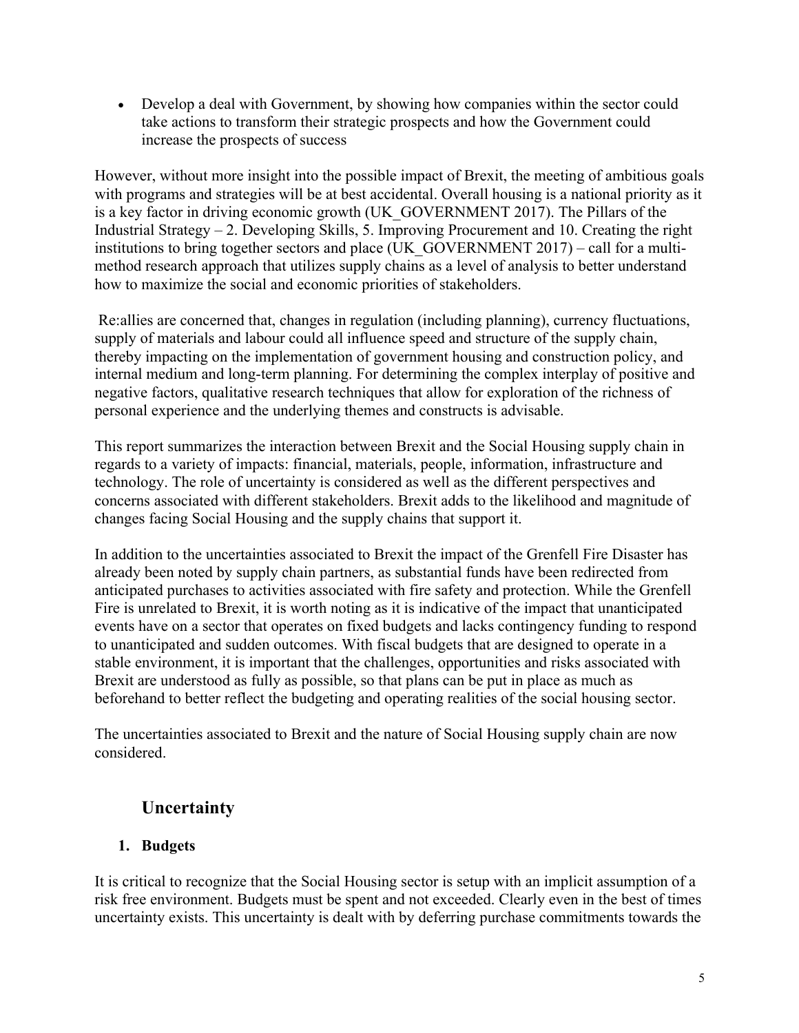- Develop a deal with Government, by showing how companies within the sector could take actions to transform their strategic prospects and how the Government could increase the prospects of success

However, without more insight into the possible impact of Brexit, the meeting of ambitious goals with programs and strategies will be at best accidental. Overall housing is a national priority as it is a key factor in driving economic growth (UK_GOVERNMENT 2017). The Pillars of the Industrial Strategy – 2. Developing Skills, 5. Improving Procurement and 10. Creating the right institutions to bring together sectors and place (UK_GOVERNMENT 2017) – call for a multi-method research approach that utilizes supply chains as a level of analysis to better understand how to maximize the social and economic priorities of stakeholders.

Re:allies are concerned that, changes in regulation (including planning), currency fluctuations, supply of materials and labour could all influence speed and structure of the supply chain, thereby impacting on the implementation of government housing and construction policy, and internal medium and long-term planning. For determining the complex interplay of positive and negative factors, qualitative research techniques that allow for exploration of the richness of personal experience and the underlying themes and constructs is advisable.

This report summarizes the interaction between Brexit and the Social Housing supply chain in regards to a variety of impacts: financial, materials, people, information, infrastructure and technology. The role of uncertainty is considered as well as the different perspectives and concerns associated with different stakeholders. Brexit adds to the likelihood and magnitude of changes facing Social Housing and the supply chains that support it.

In addition to the uncertainties associated to Brexit the impact of the Grenfell Fire Disaster has already been noted by supply chain partners, as substantial funds have been redirected from anticipated purchases to activities associated with fire safety and protection. While the Grenfell Fire is unrelated to Brexit, it is worth noting as it is indicative of the impact that unanticipated events have on a sector that operates on fixed budgets and lacks contingency funding to respond to unanticipated and sudden outcomes. With fiscal budgets that are designed to operate in a stable environment, it is important that the challenges, opportunities and risks associated with Brexit are understood as fully as possible, so that plans can be put in place as much as beforehand to better reflect the budgeting and operating realities of the social housing sector.

The uncertainties associated to Brexit and the nature of Social Housing supply chain are now considered.

## Uncertainty

### 1. Budgets

It is critical to recognize that the Social Housing sector is setup with an implicit assumption of a risk free environment. Budgets must be spent and not exceeded. Clearly even in the best of times uncertainty exists. This uncertainty is dealt with by deferring purchase commitments towards the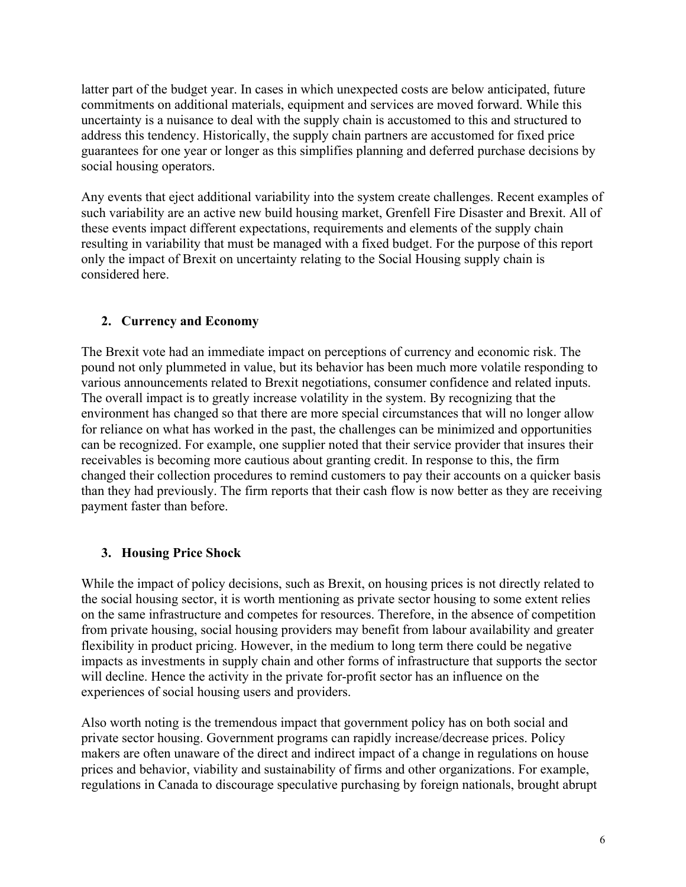latter part of the budget year. In cases in which unexpected costs are below anticipated, future commitments on additional materials, equipment and services are moved forward. While this uncertainty is a nuisance to deal with the supply chain is accustomed to this and structured to address this tendency. Historically, the supply chain partners are accustomed for fixed price guarantees for one year or longer as this simplifies planning and deferred purchase decisions by social housing operators.

Any events that eject additional variability into the system create challenges. Recent examples of such variability are an active new build housing market, Grenfell Fire Disaster and Brexit. All of these events impact different expectations, requirements and elements of the supply chain resulting in variability that must be managed with a fixed budget. For the purpose of this report only the impact of Brexit on uncertainty relating to the Social Housing supply chain is considered here.

## 2. Currency and Economy

The Brexit vote had an immediate impact on perceptions of currency and economic risk. The pound not only plummeted in value, but its behavior has been much more volatile responding to various announcements related to Brexit negotiations, consumer confidence and related inputs. The overall impact is to greatly increase volatility in the system. By recognizing that the environment has changed so that there are more special circumstances that will no longer allow for reliance on what has worked in the past, the challenges can be minimized and opportunities can be recognized. For example, one supplier noted that their service provider that insures their receivables is becoming more cautious about granting credit. In response to this, the firm changed their collection procedures to remind customers to pay their accounts on a quicker basis than they had previously. The firm reports that their cash flow is now better as they are receiving payment faster than before.

## 3. Housing Price Shock

While the impact of policy decisions, such as Brexit, on housing prices is not directly related to the social housing sector, it is worth mentioning as private sector housing to some extent relies on the same infrastructure and competes for resources. Therefore, in the absence of competition from private housing, social housing providers may benefit from labour availability and greater flexibility in product pricing. However, in the medium to long term there could be negative impacts as investments in supply chain and other forms of infrastructure that supports the sector will decline. Hence the activity in the private for-profit sector has an influence on the experiences of social housing users and providers.

Also worth noting is the tremendous impact that government policy has on both social and private sector housing. Government programs can rapidly increase/decrease prices. Policy makers are often unaware of the direct and indirect impact of a change in regulations on house prices and behavior, viability and sustainability of firms and other organizations. For example, regulations in Canada to discourage speculative purchasing by foreign nationals, brought abrupt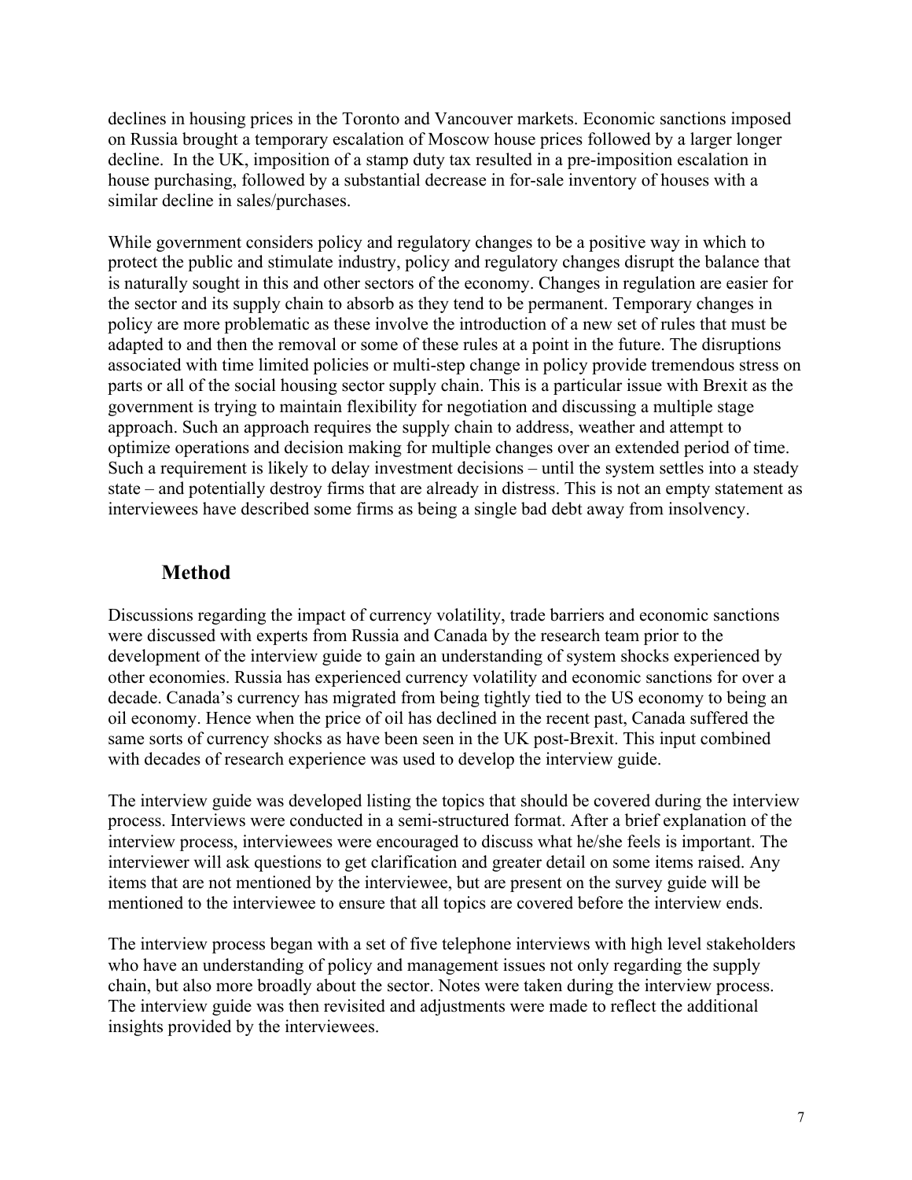declines in housing prices in the Toronto and Vancouver markets. Economic sanctions imposed on Russia brought a temporary escalation of Moscow house prices followed by a larger longer decline. In the UK, imposition of a stamp duty tax resulted in a pre-imposition escalation in house purchasing, followed by a substantial decrease in for-sale inventory of houses with a similar decline in sales/purchases.

While government considers policy and regulatory changes to be a positive way in which to protect the public and stimulate industry, policy and regulatory changes disrupt the balance that is naturally sought in this and other sectors of the economy. Changes in regulation are easier for the sector and its supply chain to absorb as they tend to be permanent. Temporary changes in policy are more problematic as these involve the introduction of a new set of rules that must be adapted to and then the removal or some of these rules at a point in the future. The disruptions associated with time limited policies or multi-step change in policy provide tremendous stress on parts or all of the social housing sector supply chain. This is a particular issue with Brexit as the government is trying to maintain flexibility for negotiation and discussing a multiple stage approach. Such an approach requires the supply chain to address, weather and attempt to optimize operations and decision making for multiple changes over an extended period of time. Such a requirement is likely to delay investment decisions – until the system settles into a steady state – and potentially destroy firms that are already in distress. This is not an empty statement as interviewees have described some firms as being a single bad debt away from insolvency.

## Method

Discussions regarding the impact of currency volatility, trade barriers and economic sanctions were discussed with experts from Russia and Canada by the research team prior to the development of the interview guide to gain an understanding of system shocks experienced by other economies. Russia has experienced currency volatility and economic sanctions for over a decade. Canada's currency has migrated from being tightly tied to the US economy to being an oil economy. Hence when the price of oil has declined in the recent past, Canada suffered the same sorts of currency shocks as have been seen in the UK post-Brexit. This input combined with decades of research experience was used to develop the interview guide.

The interview guide was developed listing the topics that should be covered during the interview process. Interviews were conducted in a semi-structured format. After a brief explanation of the interview process, interviewees were encouraged to discuss what he/she feels is important. The interviewer will ask questions to get clarification and greater detail on some items raised. Any items that are not mentioned by the interviewee, but are present on the survey guide will be mentioned to the interviewee to ensure that all topics are covered before the interview ends.

The interview process began with a set of five telephone interviews with high level stakeholders who have an understanding of policy and management issues not only regarding the supply chain, but also more broadly about the sector. Notes were taken during the interview process. The interview guide was then revisited and adjustments were made to reflect the additional insights provided by the interviewees.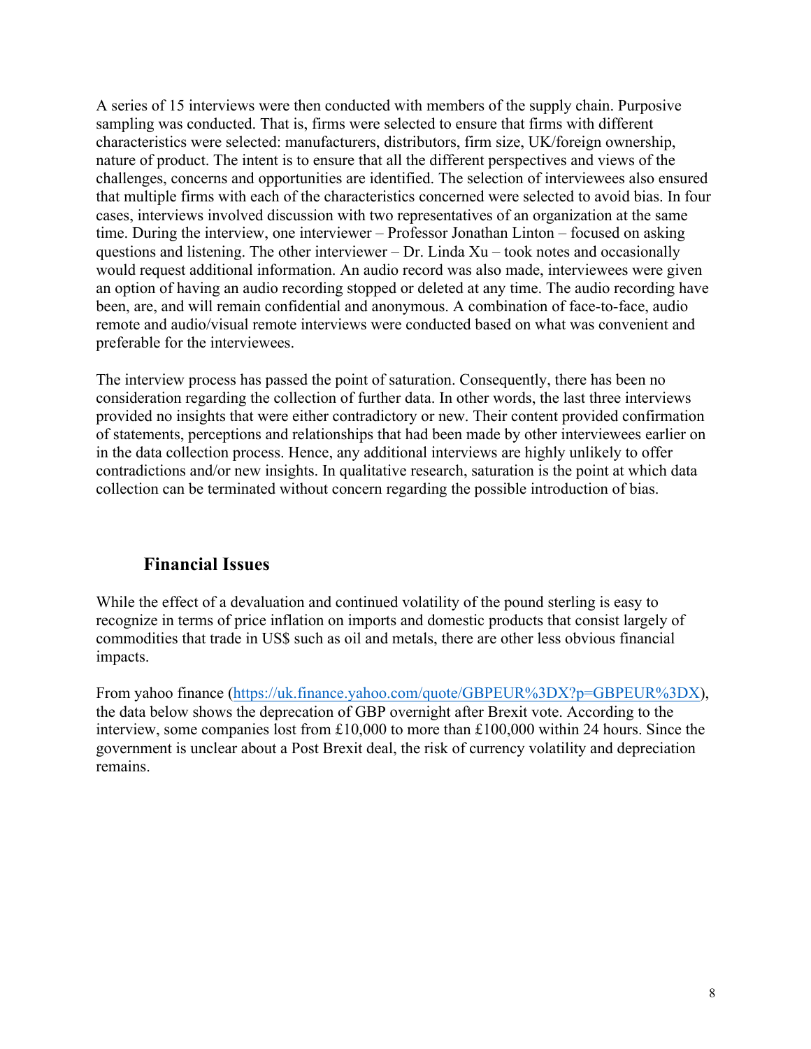A series of 15 interviews were then conducted with members of the supply chain. Purposive sampling was conducted. That is, firms were selected to ensure that firms with different characteristics were selected: manufacturers, distributors, firm size, UK/foreign ownership, nature of product. The intent is to ensure that all the different perspectives and views of the challenges, concerns and opportunities are identified. The selection of interviewees also ensured that multiple firms with each of the characteristics concerned were selected to avoid bias. In four cases, interviews involved discussion with two representatives of an organization at the same time. During the interview, one interviewer – Professor Jonathan Linton – focused on asking questions and listening. The other interviewer – Dr. Linda Xu – took notes and occasionally would request additional information. An audio record was also made, interviewees were given an option of having an audio recording stopped or deleted at any time. The audio recording have been, are, and will remain confidential and anonymous. A combination of face-to-face, audio remote and audio/visual remote interviews were conducted based on what was convenient and preferable for the interviewees.

The interview process has passed the point of saturation. Consequently, there has been no consideration regarding the collection of further data. In other words, the last three interviews provided no insights that were either contradictory or new. Their content provided confirmation of statements, perceptions and relationships that had been made by other interviewees earlier on in the data collection process. Hence, any additional interviews are highly unlikely to offer contradictions and/or new insights. In qualitative research, saturation is the point at which data collection can be terminated without concern regarding the possible introduction of bias.

## Financial Issues

While the effect of a devaluation and continued volatility of the pound sterling is easy to recognize in terms of price inflation on imports and domestic products that consist largely of commodities that trade in US$ such as oil and metals, there are other less obvious financial impacts.

From yahoo finance (https://uk.finance.yahoo.com/quote/GBPEUR%3DX?p=GBPEUR%3DX), the data below shows the deprecation of GBP overnight after Brexit vote. According to the interview, some companies lost from £10,000 to more than £100,000 within 24 hours. Since the government is unclear about a Post Brexit deal, the risk of currency volatility and depreciation remains.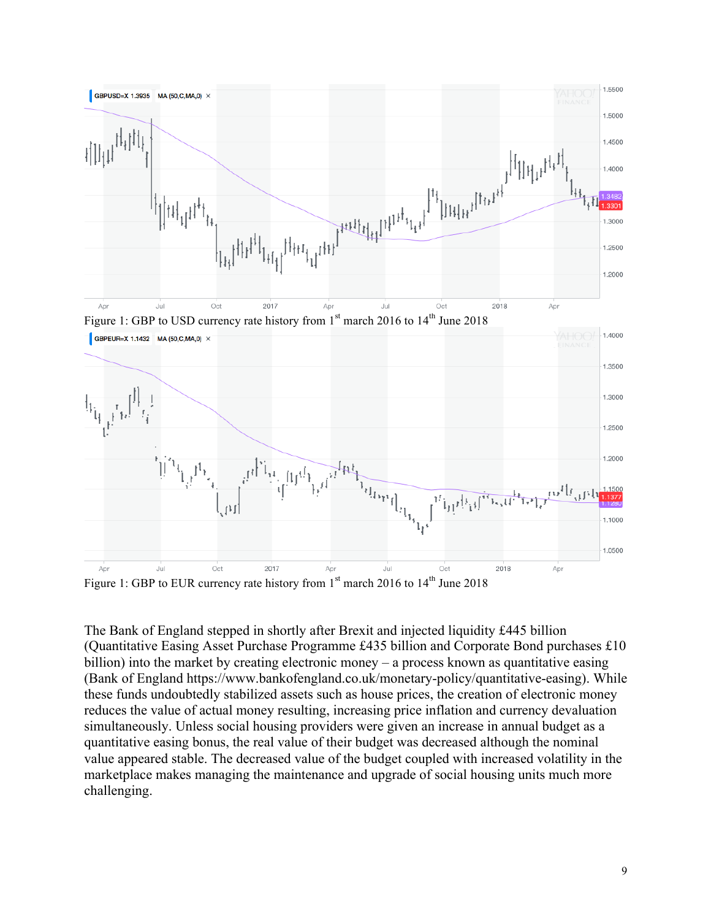Figure 1: GBP to USD currency rate history from 1st march 2016 to 14th June 2018

Figure 1: GBP to EUR currency rate history from 1st march 2016 to 14th June 2018

The Bank of England stepped in shortly after Brexit and injected liquidity £445 billion (Quantitative Easing Asset Purchase Programme £435 billion and Corporate Bond purchases £10 billion) into the market by creating electronic money – a process known as quantitative easing (Bank of England https://www.bankofengland.co.uk/monetary-policy/quantitative-easing). While these funds undoubtedly stabilized assets such as house prices, the creation of electronic money reduces the value of actual money resulting, increasing price inflation and currency devaluation simultaneously. Unless social housing providers were given an increase in annual budget as a quantitative easing bonus, the real value of their budget was decreased although the nominal value appeared stable. The decreased value of the budget coupled with increased volatility in the marketplace makes managing the maintenance and upgrade of social housing units much more challenging.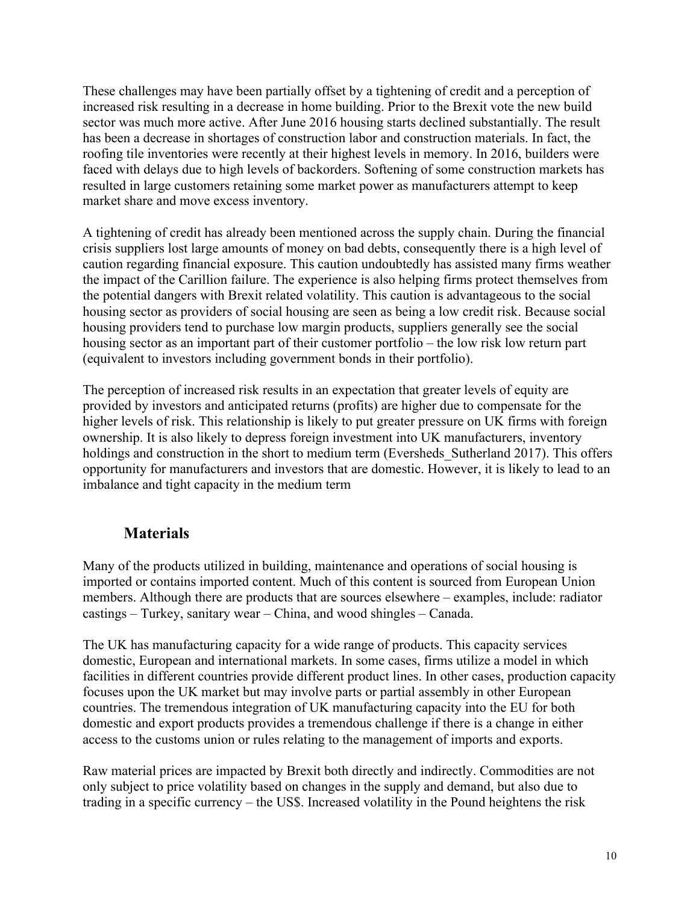These challenges may have been partially offset by a tightening of credit and a perception of increased risk resulting in a decrease in home building. Prior to the Brexit vote the new build sector was much more active. After June 2016 housing starts declined substantially. The result has been a decrease in shortages of construction labor and construction materials. In fact, the roofing tile inventories were recently at their highest levels in memory. In 2016, builders were faced with delays due to high levels of backorders. Softening of some construction markets has resulted in large customers retaining some market power as manufacturers attempt to keep market share and move excess inventory.

A tightening of credit has already been mentioned across the supply chain. During the financial crisis suppliers lost large amounts of money on bad debts, consequently there is a high level of caution regarding financial exposure. This caution undoubtedly has assisted many firms weather the impact of the Carillion failure. The experience is also helping firms protect themselves from the potential dangers with Brexit related volatility. This caution is advantageous to the social housing sector as providers of social housing are seen as being a low credit risk. Because social housing providers tend to purchase low margin products, suppliers generally see the social housing sector as an important part of their customer portfolio – the low risk low return part (equivalent to investors including government bonds in their portfolio).

The perception of increased risk results in an expectation that greater levels of equity are provided by investors and anticipated returns (profits) are higher due to compensate for the higher levels of risk. This relationship is likely to put greater pressure on UK firms with foreign ownership. It is also likely to depress foreign investment into UK manufacturers, inventory holdings and construction in the short to medium term (Eversheds_Sutherland 2017). This offers opportunity for manufacturers and investors that are domestic. However, it is likely to lead to an imbalance and tight capacity in the medium term

## Materials

Many of the products utilized in building, maintenance and operations of social housing is imported or contains imported content. Much of this content is sourced from European Union members. Although there are products that are sources elsewhere – examples, include: radiator castings – Turkey, sanitary wear – China, and wood shingles – Canada.

The UK has manufacturing capacity for a wide range of products. This capacity services domestic, European and international markets. In some cases, firms utilize a model in which facilities in different countries provide different product lines. In other cases, production capacity focuses upon the UK market but may involve parts or partial assembly in other European countries. The tremendous integration of UK manufacturing capacity into the EU for both domestic and export products provides a tremendous challenge if there is a change in either access to the customs union or rules relating to the management of imports and exports.

Raw material prices are impacted by Brexit both directly and indirectly. Commodities are not only subject to price volatility based on changes in the supply and demand, but also due to trading in a specific currency – the US$. Increased volatility in the Pound heightens the risk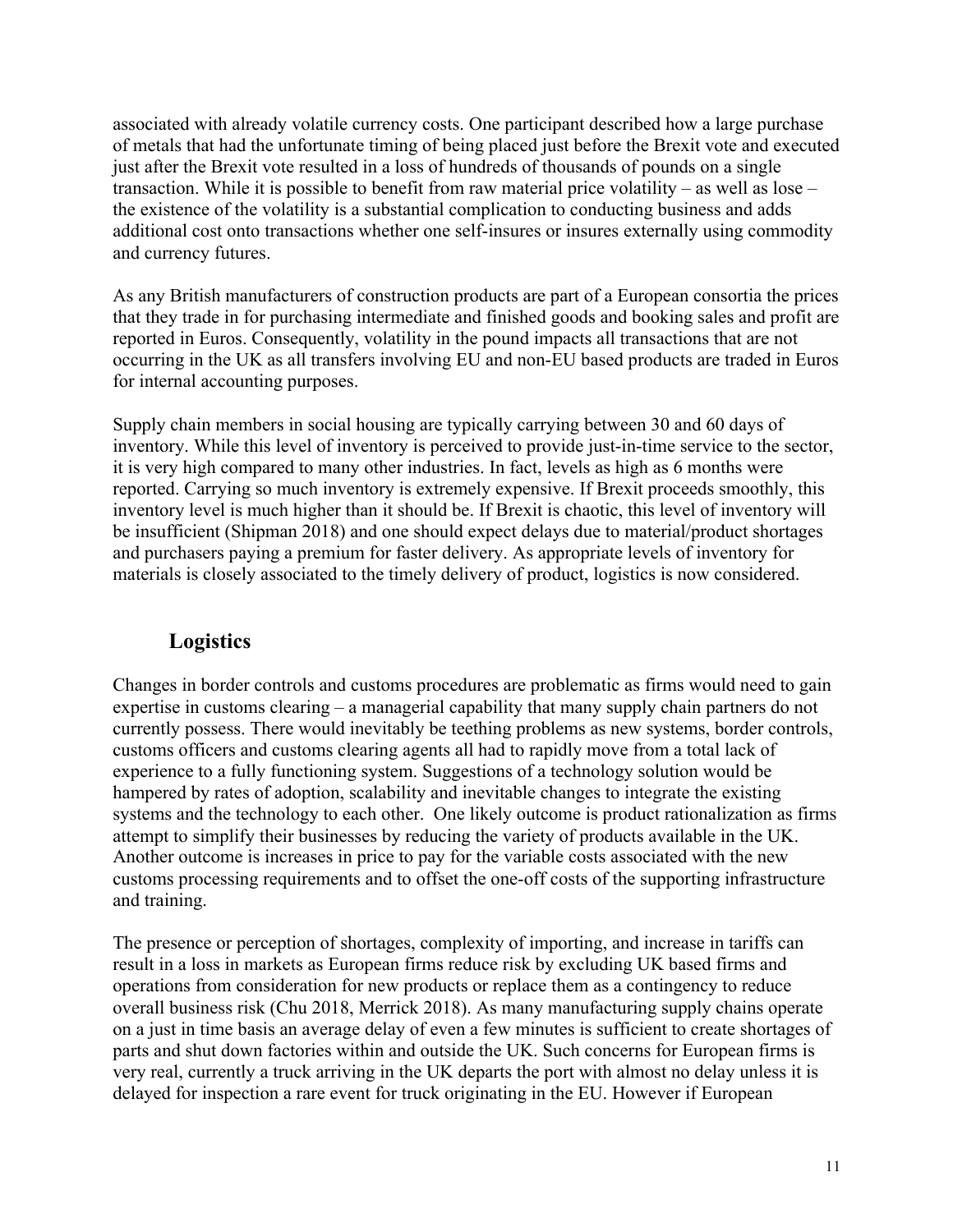associated with already volatile currency costs. One participant described how a large purchase of metals that had the unfortunate timing of being placed just before the Brexit vote and executed just after the Brexit vote resulted in a loss of hundreds of thousands of pounds on a single transaction. While it is possible to benefit from raw material price volatility – as well as lose – the existence of the volatility is a substantial complication to conducting business and adds additional cost onto transactions whether one self-insures or insures externally using commodity and currency futures.

As any British manufacturers of construction products are part of a European consortia the prices that they trade in for purchasing intermediate and finished goods and booking sales and profit are reported in Euros. Consequently, volatility in the pound impacts all transactions that are not occurring in the UK as all transfers involving EU and non-EU based products are traded in Euros for internal accounting purposes.

Supply chain members in social housing are typically carrying between 30 and 60 days of inventory. While this level of inventory is perceived to provide just-in-time service to the sector, it is very high compared to many other industries. In fact, levels as high as 6 months were reported. Carrying so much inventory is extremely expensive. If Brexit proceeds smoothly, this inventory level is much higher than it should be. If Brexit is chaotic, this level of inventory will be insufficient (Shipman 2018) and one should expect delays due to material/product shortages and purchasers paying a premium for faster delivery. As appropriate levels of inventory for materials is closely associated to the timely delivery of product, logistics is now considered.

## Logistics

Changes in border controls and customs procedures are problematic as firms would need to gain expertise in customs clearing – a managerial capability that many supply chain partners do not currently possess. There would inevitably be teething problems as new systems, border controls, customs officers and customs clearing agents all had to rapidly move from a total lack of experience to a fully functioning system. Suggestions of a technology solution would be hampered by rates of adoption, scalability and inevitable changes to integrate the existing systems and the technology to each other. One likely outcome is product rationalization as firms attempt to simplify their businesses by reducing the variety of products available in the UK. Another outcome is increases in price to pay for the variable costs associated with the new customs processing requirements and to offset the one-off costs of the supporting infrastructure and training.

The presence or perception of shortages, complexity of importing, and increase in tariffs can result in a loss in markets as European firms reduce risk by excluding UK based firms and operations from consideration for new products or replace them as a contingency to reduce overall business risk (Chu 2018, Merrick 2018). As many manufacturing supply chains operate on a just in time basis an average delay of even a few minutes is sufficient to create shortages of parts and shut down factories within and outside the UK. Such concerns for European firms is very real, currently a truck arriving in the UK departs the port with almost no delay unless it is delayed for inspection a rare event for truck originating in the EU. However if European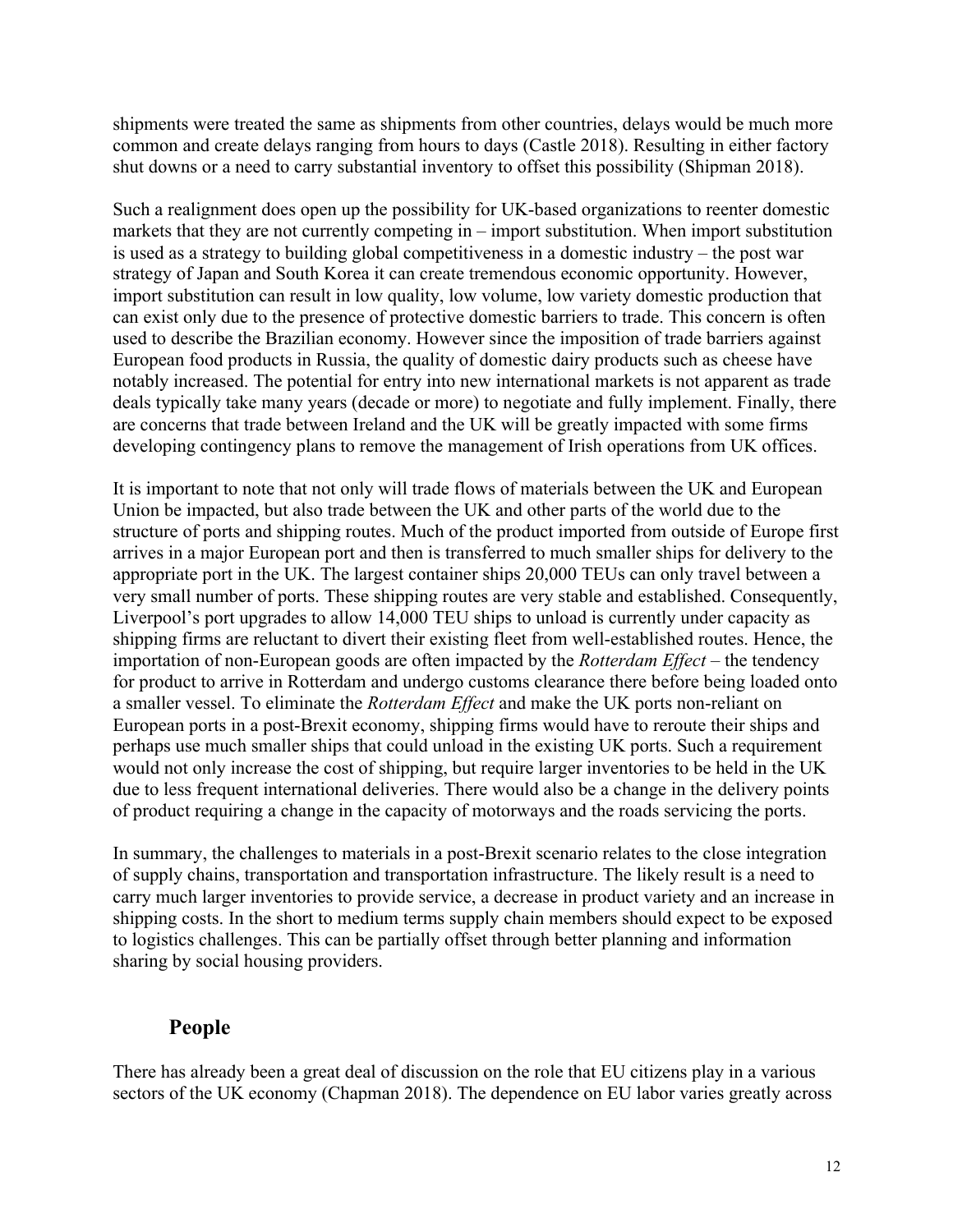shipments were treated the same as shipments from other countries, delays would be much more common and create delays ranging from hours to days (Castle 2018). Resulting in either factory shut downs or a need to carry substantial inventory to offset this possibility (Shipman 2018).

Such a realignment does open up the possibility for UK-based organizations to reenter domestic markets that they are not currently competing in – import substitution. When import substitution is used as a strategy to building global competitiveness in a domestic industry – the post war strategy of Japan and South Korea it can create tremendous economic opportunity. However, import substitution can result in low quality, low volume, low variety domestic production that can exist only due to the presence of protective domestic barriers to trade. This concern is often used to describe the Brazilian economy. However since the imposition of trade barriers against European food products in Russia, the quality of domestic dairy products such as cheese have notably increased. The potential for entry into new international markets is not apparent as trade deals typically take many years (decade or more) to negotiate and fully implement. Finally, there are concerns that trade between Ireland and the UK will be greatly impacted with some firms developing contingency plans to remove the management of Irish operations from UK offices.

It is important to note that not only will trade flows of materials between the UK and European Union be impacted, but also trade between the UK and other parts of the world due to the structure of ports and shipping routes. Much of the product imported from outside of Europe first arrives in a major European port and then is transferred to much smaller ships for delivery to the appropriate port in the UK. The largest container ships 20,000 TEUs can only travel between a very small number of ports. These shipping routes are very stable and established. Consequently, Liverpool's port upgrades to allow 14,000 TEU ships to unload is currently under capacity as shipping firms are reluctant to divert their existing fleet from well-established routes. Hence, the importation of non-European goods are often impacted by the *Rotterdam Effect* – the tendency for product to arrive in Rotterdam and undergo customs clearance there before being loaded onto a smaller vessel. To eliminate the *Rotterdam Effect* and make the UK ports non-reliant on European ports in a post-Brexit economy, shipping firms would have to reroute their ships and perhaps use much smaller ships that could unload in the existing UK ports. Such a requirement would not only increase the cost of shipping, but require larger inventories to be held in the UK due to less frequent international deliveries. There would also be a change in the delivery points of product requiring a change in the capacity of motorways and the roads servicing the ports.

In summary, the challenges to materials in a post-Brexit scenario relates to the close integration of supply chains, transportation and transportation infrastructure. The likely result is a need to carry much larger inventories to provide service, a decrease in product variety and an increase in shipping costs. In the short to medium terms supply chain members should expect to be exposed to logistics challenges. This can be partially offset through better planning and information sharing by social housing providers.

## People

There has already been a great deal of discussion on the role that EU citizens play in a various sectors of the UK economy (Chapman 2018). The dependence on EU labor varies greatly across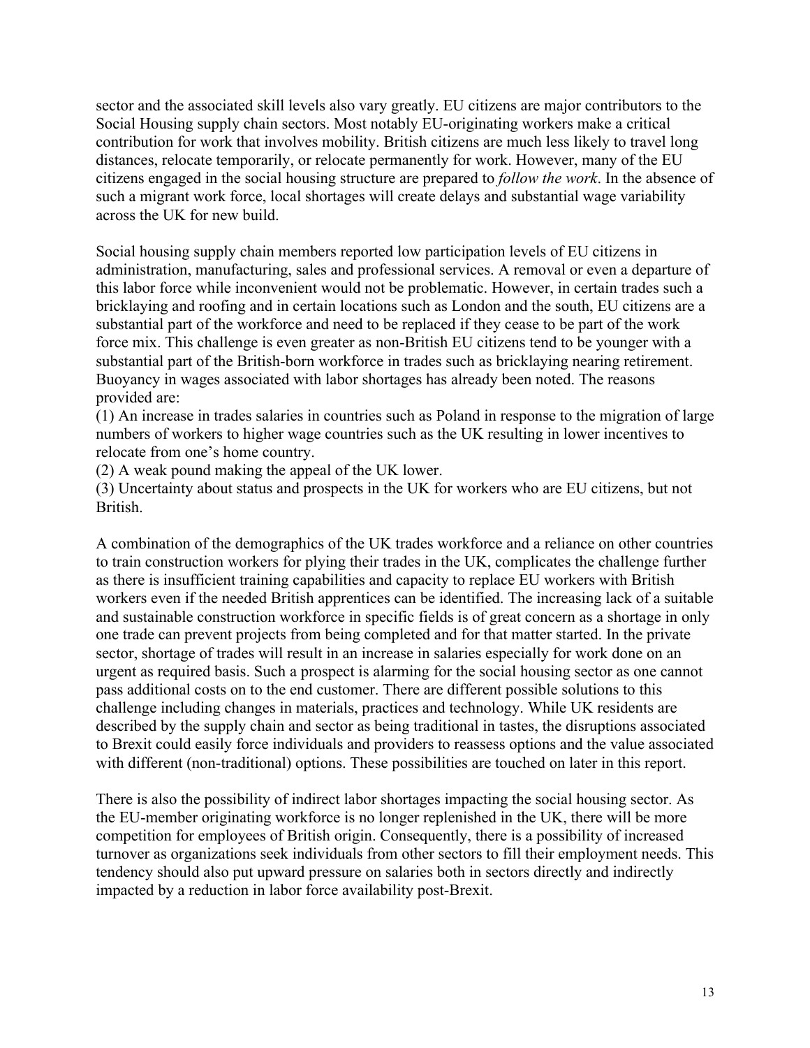sector and the associated skill levels also vary greatly. EU citizens are major contributors to the Social Housing supply chain sectors. Most notably EU-originating workers make a critical contribution for work that involves mobility. British citizens are much less likely to travel long distances, relocate temporarily, or relocate permanently for work. However, many of the EU citizens engaged in the social housing structure are prepared to *follow the work*. In the absence of such a migrant work force, local shortages will create delays and substantial wage variability across the UK for new build.

Social housing supply chain members reported low participation levels of EU citizens in administration, manufacturing, sales and professional services. A removal or even a departure of this labor force while inconvenient would not be problematic. However, in certain trades such a bricklaying and roofing and in certain locations such as London and the south, EU citizens are a substantial part of the workforce and need to be replaced if they cease to be part of the work force mix. This challenge is even greater as non-British EU citizens tend to be younger with a substantial part of the British-born workforce in trades such as bricklaying nearing retirement. Buoyancy in wages associated with labor shortages has already been noted. The reasons provided are:

(1) An increase in trades salaries in countries such as Poland in response to the migration of large numbers of workers to higher wage countries such as the UK resulting in lower incentives to relocate from one's home country.

(2) A weak pound making the appeal of the UK lower.

(3) Uncertainty about status and prospects in the UK for workers who are EU citizens, but not British.

A combination of the demographics of the UK trades workforce and a reliance on other countries to train construction workers for plying their trades in the UK, complicates the challenge further as there is insufficient training capabilities and capacity to replace EU workers with British workers even if the needed British apprentices can be identified. The increasing lack of a suitable and sustainable construction workforce in specific fields is of great concern as a shortage in only one trade can prevent projects from being completed and for that matter started. In the private sector, shortage of trades will result in an increase in salaries especially for work done on an urgent as required basis. Such a prospect is alarming for the social housing sector as one cannot pass additional costs on to the end customer. There are different possible solutions to this challenge including changes in materials, practices and technology. While UK residents are described by the supply chain and sector as being traditional in tastes, the disruptions associated to Brexit could easily force individuals and providers to reassess options and the value associated with different (non-traditional) options. These possibilities are touched on later in this report.

There is also the possibility of indirect labor shortages impacting the social housing sector. As the EU-member originating workforce is no longer replenished in the UK, there will be more competition for employees of British origin. Consequently, there is a possibility of increased turnover as organizations seek individuals from other sectors to fill their employment needs. This tendency should also put upward pressure on salaries both in sectors directly and indirectly impacted by a reduction in labor force availability post-Brexit.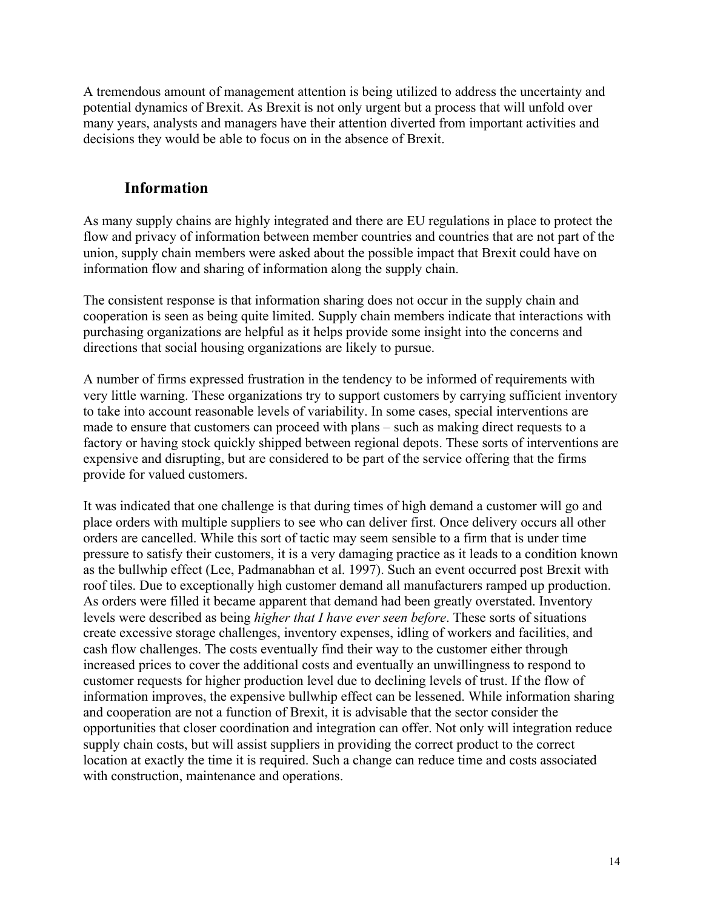A tremendous amount of management attention is being utilized to address the uncertainty and potential dynamics of Brexit. As Brexit is not only urgent but a process that will unfold over many years, analysts and managers have their attention diverted from important activities and decisions they would be able to focus on in the absence of Brexit.

## Information

As many supply chains are highly integrated and there are EU regulations in place to protect the flow and privacy of information between member countries and countries that are not part of the union, supply chain members were asked about the possible impact that Brexit could have on information flow and sharing of information along the supply chain.

The consistent response is that information sharing does not occur in the supply chain and cooperation is seen as being quite limited. Supply chain members indicate that interactions with purchasing organizations are helpful as it helps provide some insight into the concerns and directions that social housing organizations are likely to pursue.

A number of firms expressed frustration in the tendency to be informed of requirements with very little warning. These organizations try to support customers by carrying sufficient inventory to take into account reasonable levels of variability. In some cases, special interventions are made to ensure that customers can proceed with plans – such as making direct requests to a factory or having stock quickly shipped between regional depots. These sorts of interventions are expensive and disrupting, but are considered to be part of the service offering that the firms provide for valued customers.

It was indicated that one challenge is that during times of high demand a customer will go and place orders with multiple suppliers to see who can deliver first. Once delivery occurs all other orders are cancelled. While this sort of tactic may seem sensible to a firm that is under time pressure to satisfy their customers, it is a very damaging practice as it leads to a condition known as the bullwhip effect (Lee, Padmanabhan et al. 1997). Such an event occurred post Brexit with roof tiles. Due to exceptionally high customer demand all manufacturers ramped up production. As orders were filled it became apparent that demand had been greatly overstated. Inventory levels were described as being *higher that I have ever seen before*. These sorts of situations create excessive storage challenges, inventory expenses, idling of workers and facilities, and cash flow challenges. The costs eventually find their way to the customer either through increased prices to cover the additional costs and eventually an unwillingness to respond to customer requests for higher production level due to declining levels of trust. If the flow of information improves, the expensive bullwhip effect can be lessened. While information sharing and cooperation are not a function of Brexit, it is advisable that the sector consider the opportunities that closer coordination and integration can offer. Not only will integration reduce supply chain costs, but will assist suppliers in providing the correct product to the correct location at exactly the time it is required. Such a change can reduce time and costs associated with construction, maintenance and operations.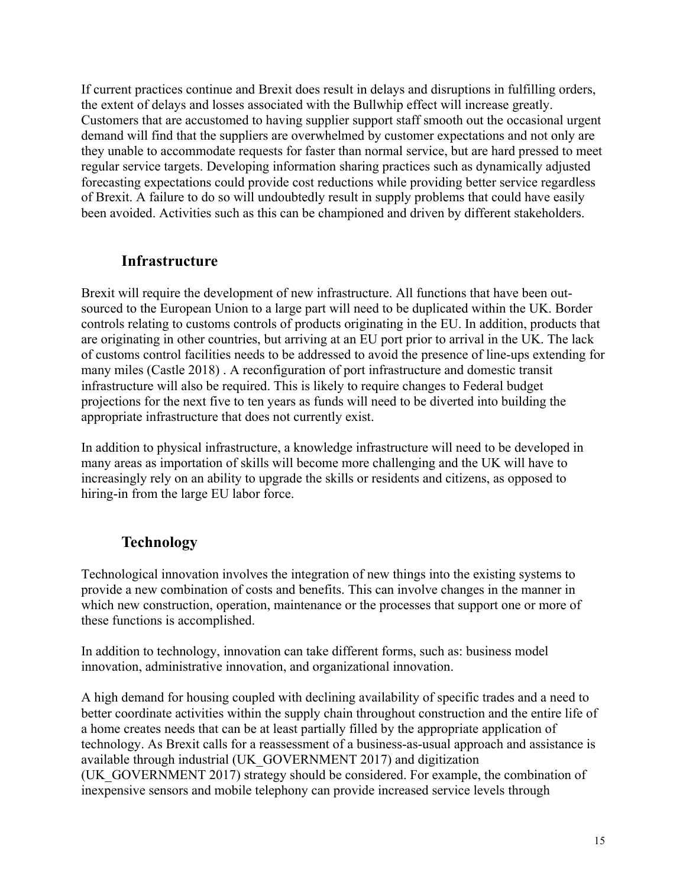If current practices continue and Brexit does result in delays and disruptions in fulfilling orders, the extent of delays and losses associated with the Bullwhip effect will increase greatly. Customers that are accustomed to having supplier support staff smooth out the occasional urgent demand will find that the suppliers are overwhelmed by customer expectations and not only are they unable to accommodate requests for faster than normal service, but are hard pressed to meet regular service targets. Developing information sharing practices such as dynamically adjusted forecasting expectations could provide cost reductions while providing better service regardless of Brexit. A failure to do so will undoubtedly result in supply problems that could have easily been avoided. Activities such as this can be championed and driven by different stakeholders.

## Infrastructure

Brexit will require the development of new infrastructure. All functions that have been out-sourced to the European Union to a large part will need to be duplicated within the UK. Border controls relating to customs controls of products originating in the EU. In addition, products that are originating in other countries, but arriving at an EU port prior to arrival in the UK. The lack of customs control facilities needs to be addressed to avoid the presence of line-ups extending for many miles (Castle 2018) . A reconfiguration of port infrastructure and domestic transit infrastructure will also be required. This is likely to require changes to Federal budget projections for the next five to ten years as funds will need to be diverted into building the appropriate infrastructure that does not currently exist.

In addition to physical infrastructure, a knowledge infrastructure will need to be developed in many areas as importation of skills will become more challenging and the UK will have to increasingly rely on an ability to upgrade the skills or residents and citizens, as opposed to hiring-in from the large EU labor force.

## Technology

Technological innovation involves the integration of new things into the existing systems to provide a new combination of costs and benefits. This can involve changes in the manner in which new construction, operation, maintenance or the processes that support one or more of these functions is accomplished.

In addition to technology, innovation can take different forms, such as: business model innovation, administrative innovation, and organizational innovation.

A high demand for housing coupled with declining availability of specific trades and a need to better coordinate activities within the supply chain throughout construction and the entire life of a home creates needs that can be at least partially filled by the appropriate application of technology. As Brexit calls for a reassessment of a business-as-usual approach and assistance is available through industrial (UK_GOVERNMENT 2017) and digitization (UK_GOVERNMENT 2017) strategy should be considered. For example, the combination of inexpensive sensors and mobile telephony can provide increased service levels through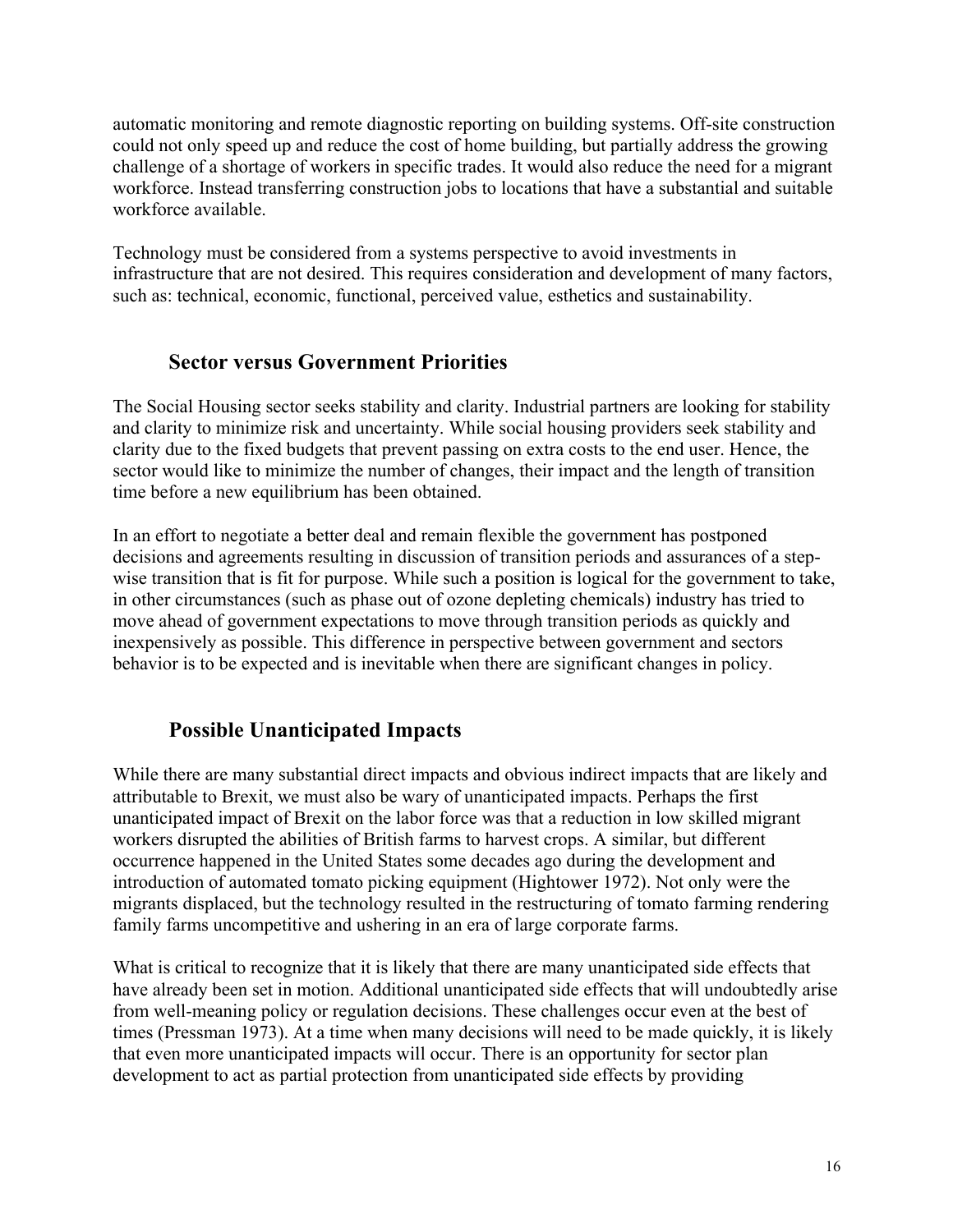automatic monitoring and remote diagnostic reporting on building systems. Off-site construction could not only speed up and reduce the cost of home building, but partially address the growing challenge of a shortage of workers in specific trades. It would also reduce the need for a migrant workforce. Instead transferring construction jobs to locations that have a substantial and suitable workforce available.

Technology must be considered from a systems perspective to avoid investments in infrastructure that are not desired. This requires consideration and development of many factors, such as: technical, economic, functional, perceived value, esthetics and sustainability.

## Sector versus Government Priorities

The Social Housing sector seeks stability and clarity. Industrial partners are looking for stability and clarity to minimize risk and uncertainty. While social housing providers seek stability and clarity due to the fixed budgets that prevent passing on extra costs to the end user. Hence, the sector would like to minimize the number of changes, their impact and the length of transition time before a new equilibrium has been obtained.

In an effort to negotiate a better deal and remain flexible the government has postponed decisions and agreements resulting in discussion of transition periods and assurances of a step-wise transition that is fit for purpose. While such a position is logical for the government to take, in other circumstances (such as phase out of ozone depleting chemicals) industry has tried to move ahead of government expectations to move through transition periods as quickly and inexpensively as possible. This difference in perspective between government and sectors behavior is to be expected and is inevitable when there are significant changes in policy.

## Possible Unanticipated Impacts

While there are many substantial direct impacts and obvious indirect impacts that are likely and attributable to Brexit, we must also be wary of unanticipated impacts. Perhaps the first unanticipated impact of Brexit on the labor force was that a reduction in low skilled migrant workers disrupted the abilities of British farms to harvest crops. A similar, but different occurrence happened in the United States some decades ago during the development and introduction of automated tomato picking equipment (Hightower 1972). Not only were the migrants displaced, but the technology resulted in the restructuring of tomato farming rendering family farms uncompetitive and ushering in an era of large corporate farms.

What is critical to recognize that it is likely that there are many unanticipated side effects that have already been set in motion. Additional unanticipated side effects that will undoubtedly arise from well-meaning policy or regulation decisions. These challenges occur even at the best of times (Pressman 1973). At a time when many decisions will need to be made quickly, it is likely that even more unanticipated impacts will occur. There is an opportunity for sector plan development to act as partial protection from unanticipated side effects by providing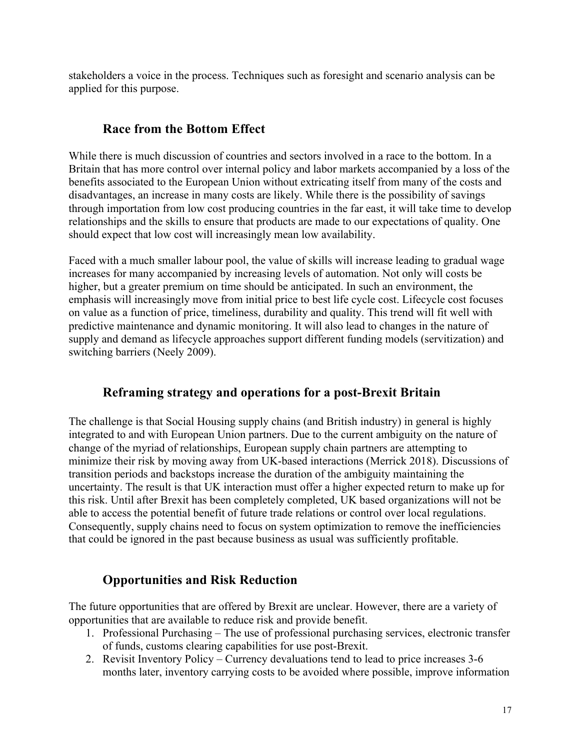stakeholders a voice in the process. Techniques such as foresight and scenario analysis can be applied for this purpose.

## Race from the Bottom Effect

While there is much discussion of countries and sectors involved in a race to the bottom. In a Britain that has more control over internal policy and labor markets accompanied by a loss of the benefits associated to the European Union without extricating itself from many of the costs and disadvantages, an increase in many costs are likely. While there is the possibility of savings through importation from low cost producing countries in the far east, it will take time to develop relationships and the skills to ensure that products are made to our expectations of quality. One should expect that low cost will increasingly mean low availability.

Faced with a much smaller labour pool, the value of skills will increase leading to gradual wage increases for many accompanied by increasing levels of automation. Not only will costs be higher, but a greater premium on time should be anticipated. In such an environment, the emphasis will increasingly move from initial price to best life cycle cost. Lifecycle cost focuses on value as a function of price, timeliness, durability and quality. This trend will fit well with predictive maintenance and dynamic monitoring. It will also lead to changes in the nature of supply and demand as lifecycle approaches support different funding models (servitization) and switching barriers (Neely 2009).

## Reframing strategy and operations for a post-Brexit Britain

The challenge is that Social Housing supply chains (and British industry) in general is highly integrated to and with European Union partners. Due to the current ambiguity on the nature of change of the myriad of relationships, European supply chain partners are attempting to minimize their risk by moving away from UK-based interactions (Merrick 2018). Discussions of transition periods and backstops increase the duration of the ambiguity maintaining the uncertainty. The result is that UK interaction must offer a higher expected return to make up for this risk. Until after Brexit has been completely completed, UK based organizations will not be able to access the potential benefit of future trade relations or control over local regulations. Consequently, supply chains need to focus on system optimization to remove the inefficiencies that could be ignored in the past because business as usual was sufficiently profitable.

## Opportunities and Risk Reduction

The future opportunities that are offered by Brexit are unclear. However, there are a variety of opportunities that are available to reduce risk and provide benefit.

1. Professional Purchasing – The use of professional purchasing services, electronic transfer of funds, customs clearing capabilities for use post-Brexit.
2. Revisit Inventory Policy – Currency devaluations tend to lead to price increases 3-6 months later, inventory carrying costs to be avoided where possible, improve information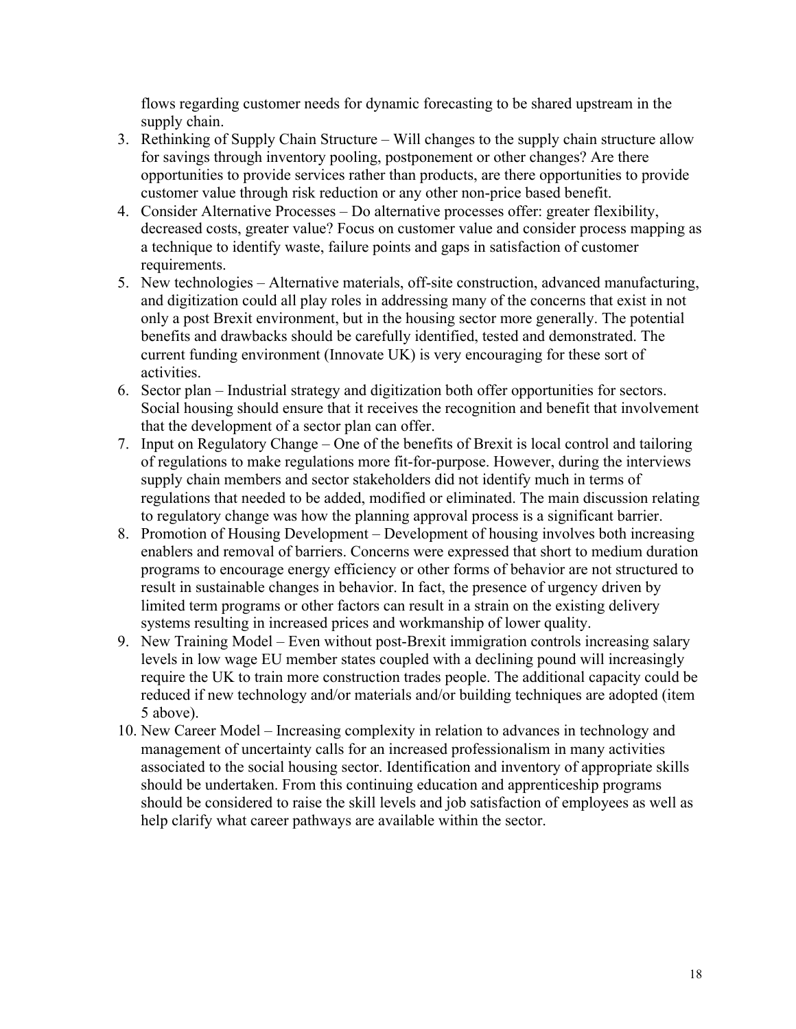flows regarding customer needs for dynamic forecasting to be shared upstream in the supply chain.

3. Rethinking of Supply Chain Structure – Will changes to the supply chain structure allow for savings through inventory pooling, postponement or other changes? Are there opportunities to provide services rather than products, are there opportunities to provide customer value through risk reduction or any other non-price based benefit.
4. Consider Alternative Processes – Do alternative processes offer: greater flexibility, decreased costs, greater value? Focus on customer value and consider process mapping as a technique to identify waste, failure points and gaps in satisfaction of customer requirements.
5. New technologies – Alternative materials, off-site construction, advanced manufacturing, and digitization could all play roles in addressing many of the concerns that exist in not only a post Brexit environment, but in the housing sector more generally. The potential benefits and drawbacks should be carefully identified, tested and demonstrated. The current funding environment (Innovate UK) is very encouraging for these sort of activities.
6. Sector plan – Industrial strategy and digitization both offer opportunities for sectors. Social housing should ensure that it receives the recognition and benefit that involvement that the development of a sector plan can offer.
7. Input on Regulatory Change – One of the benefits of Brexit is local control and tailoring of regulations to make regulations more fit-for-purpose. However, during the interviews supply chain members and sector stakeholders did not identify much in terms of regulations that needed to be added, modified or eliminated. The main discussion relating to regulatory change was how the planning approval process is a significant barrier.
8. Promotion of Housing Development – Development of housing involves both increasing enablers and removal of barriers. Concerns were expressed that short to medium duration programs to encourage energy efficiency or other forms of behavior are not structured to result in sustainable changes in behavior. In fact, the presence of urgency driven by limited term programs or other factors can result in a strain on the existing delivery systems resulting in increased prices and workmanship of lower quality.
9. New Training Model – Even without post-Brexit immigration controls increasing salary levels in low wage EU member states coupled with a declining pound will increasingly require the UK to train more construction trades people. The additional capacity could be reduced if new technology and/or materials and/or building techniques are adopted (item 5 above).
10. New Career Model – Increasing complexity in relation to advances in technology and management of uncertainty calls for an increased professionalism in many activities associated to the social housing sector. Identification and inventory of appropriate skills should be undertaken. From this continuing education and apprenticeship programs should be considered to raise the skill levels and job satisfaction of employees as well as help clarify what career pathways are available within the sector.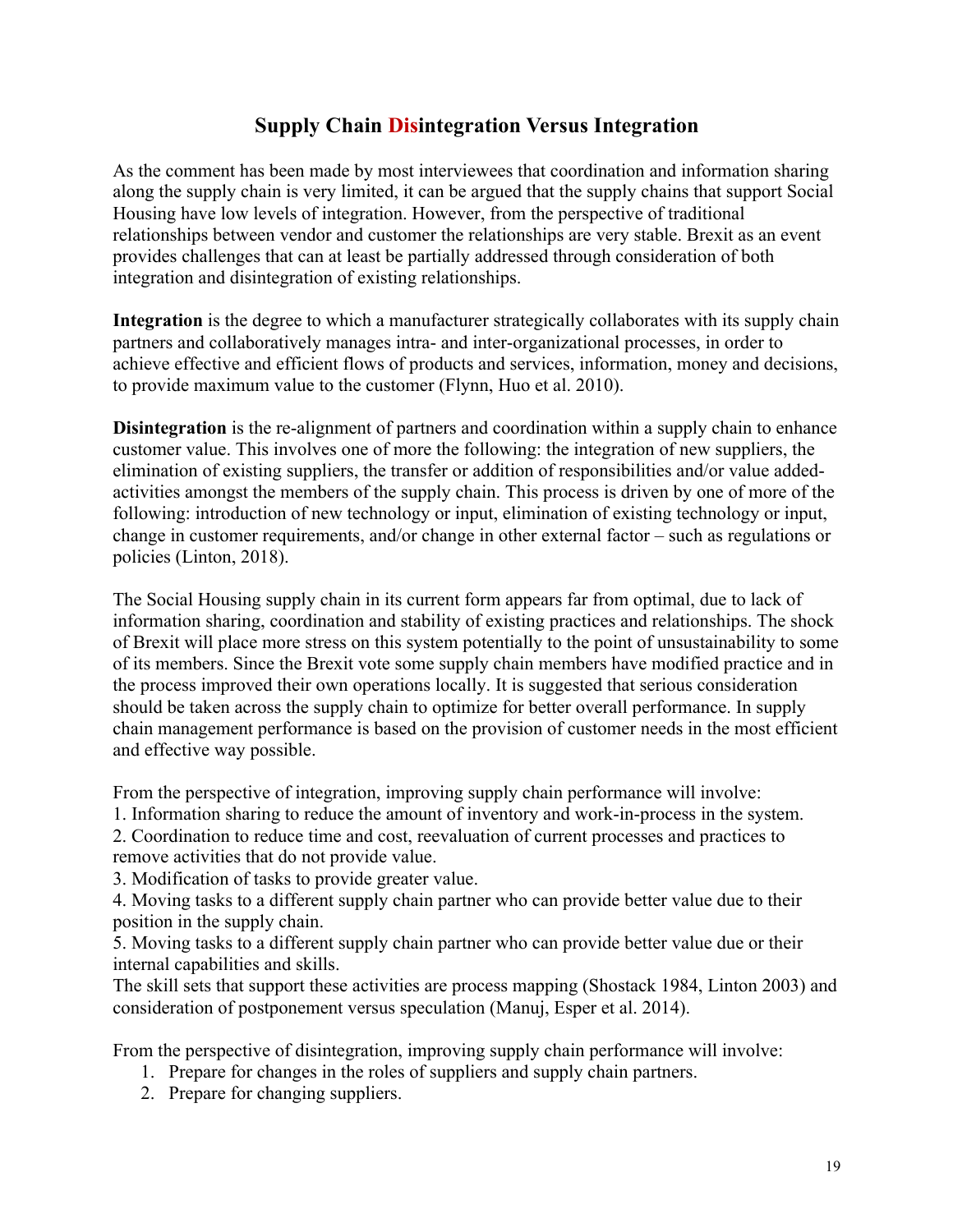## Supply Chain Disintegration Versus Integration

As the comment has been made by most interviewees that coordination and information sharing along the supply chain is very limited, it can be argued that the supply chains that support Social Housing have low levels of integration. However, from the perspective of traditional relationships between vendor and customer the relationships are very stable. Brexit as an event provides challenges that can at least be partially addressed through consideration of both integration and disintegration of existing relationships.

**Integration** is the degree to which a manufacturer strategically collaborates with its supply chain partners and collaboratively manages intra- and inter-organizational processes, in order to achieve effective and efficient flows of products and services, information, money and decisions, to provide maximum value to the customer (Flynn, Huo et al. 2010).

**Disintegration** is the re-alignment of partners and coordination within a supply chain to enhance customer value. This involves one of more the following: the integration of new suppliers, the elimination of existing suppliers, the transfer or addition of responsibilities and/or value added-activities amongst the members of the supply chain. This process is driven by one of more of the following: introduction of new technology or input, elimination of existing technology or input, change in customer requirements, and/or change in other external factor – such as regulations or policies (Linton, 2018).

The Social Housing supply chain in its current form appears far from optimal, due to lack of information sharing, coordination and stability of existing practices and relationships. The shock of Brexit will place more stress on this system potentially to the point of unsustainability to some of its members. Since the Brexit vote some supply chain members have modified practice and in the process improved their own operations locally. It is suggested that serious consideration should be taken across the supply chain to optimize for better overall performance. In supply chain management performance is based on the provision of customer needs in the most efficient and effective way possible.

From the perspective of integration, improving supply chain performance will involve:
1. Information sharing to reduce the amount of inventory and work-in-process in the system.
2. Coordination to reduce time and cost, reevaluation of current processes and practices to remove activities that do not provide value.
3. Modification of tasks to provide greater value.
4. Moving tasks to a different supply chain partner who can provide better value due to their position in the supply chain.
5. Moving tasks to a different supply chain partner who can provide better value due or their internal capabilities and skills.

The skill sets that support these activities are process mapping (Shostack 1984, Linton 2003) and consideration of postponement versus speculation (Manuj, Esper et al. 2014).

From the perspective of disintegration, improving supply chain performance will involve:

1. Prepare for changes in the roles of suppliers and supply chain partners.
2. Prepare for changing suppliers.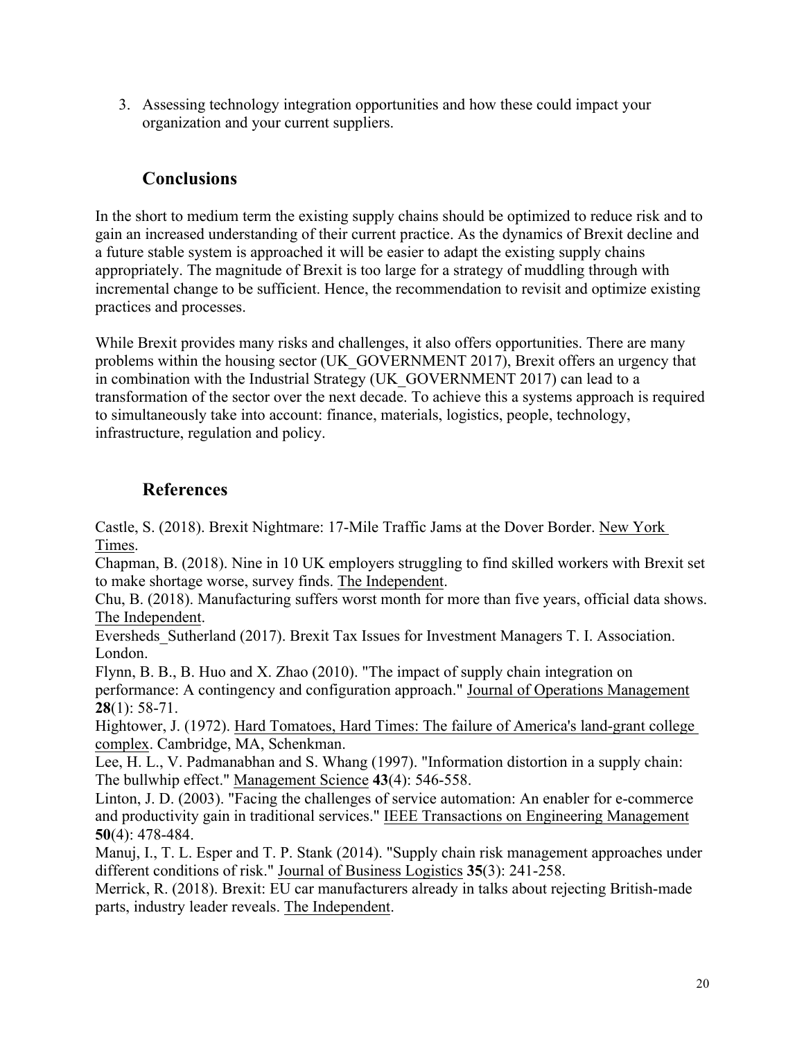3. Assessing technology integration opportunities and how these could impact your organization and your current suppliers.

## Conclusions

In the short to medium term the existing supply chains should be optimized to reduce risk and to gain an increased understanding of their current practice. As the dynamics of Brexit decline and a future stable system is approached it will be easier to adapt the existing supply chains appropriately. The magnitude of Brexit is too large for a strategy of muddling through with incremental change to be sufficient. Hence, the recommendation to revisit and optimize existing practices and processes.

While Brexit provides many risks and challenges, it also offers opportunities. There are many problems within the housing sector (UK_GOVERNMENT 2017), Brexit offers an urgency that in combination with the Industrial Strategy (UK_GOVERNMENT 2017) can lead to a transformation of the sector over the next decade. To achieve this a systems approach is required to simultaneously take into account: finance, materials, logistics, people, technology, infrastructure, regulation and policy.

## References

Castle, S. (2018). Brexit Nightmare: 17-Mile Traffic Jams at the Dover Border. New York Times.

Chapman, B. (2018). Nine in 10 UK employers struggling to find skilled workers with Brexit set to make shortage worse, survey finds. The Independent.

Chu, B. (2018). Manufacturing suffers worst month for more than five years, official data shows. The Independent.

Eversheds_Sutherland (2017). Brexit Tax Issues for Investment Managers T. I. Association. London.

Flynn, B. B., B. Huo and X. Zhao (2010). "The impact of supply chain integration on performance: A contingency and configuration approach." Journal of Operations Management **28**(1): 58-71.

Hightower, J. (1972). Hard Tomatoes, Hard Times: The failure of America's land-grant college complex. Cambridge, MA, Schenkman.

Lee, H. L., V. Padmanabhan and S. Whang (1997). "Information distortion in a supply chain: The bullwhip effect." Management Science **43**(4): 546-558.

Linton, J. D. (2003). "Facing the challenges of service automation: An enabler for e-commerce and productivity gain in traditional services." IEEE Transactions on Engineering Management **50**(4): 478-484.

Manuj, I., T. L. Esper and T. P. Stank (2014). "Supply chain risk management approaches under different conditions of risk." Journal of Business Logistics **35**(3): 241-258.

Merrick, R. (2018). Brexit: EU car manufacturers already in talks about rejecting British-made parts, industry leader reveals. The Independent.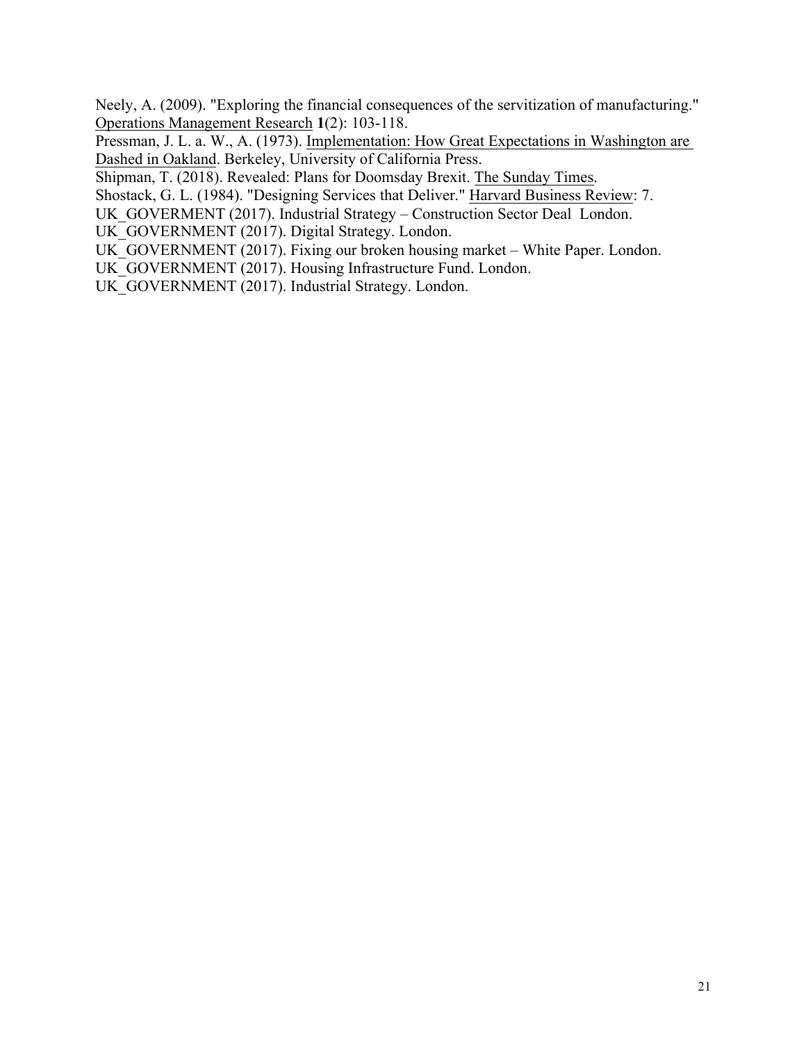Neely, A. (2009). "Exploring the financial consequences of the servitization of manufacturing." Operations Management Research **1**(2): 103-118.

Pressman, J. L. a. W., A. (1973). Implementation: How Great Expectations in Washington are Dashed in Oakland. Berkeley, University of California Press.

Shipman, T. (2018). Revealed: Plans for Doomsday Brexit. The Sunday Times.

Shostack, G. L. (1984). "Designing Services that Deliver." Harvard Business Review: 7.

UK_GOVERMENT (2017). Industrial Strategy – Construction Sector Deal London.

UK_GOVERNMENT (2017). Digital Strategy. London.

UK_GOVERNMENT (2017). Fixing our broken housing market – White Paper. London.

UK_GOVERNMENT (2017). Housing Infrastructure Fund. London.

UK_GOVERNMENT (2017). Industrial Strategy. London.